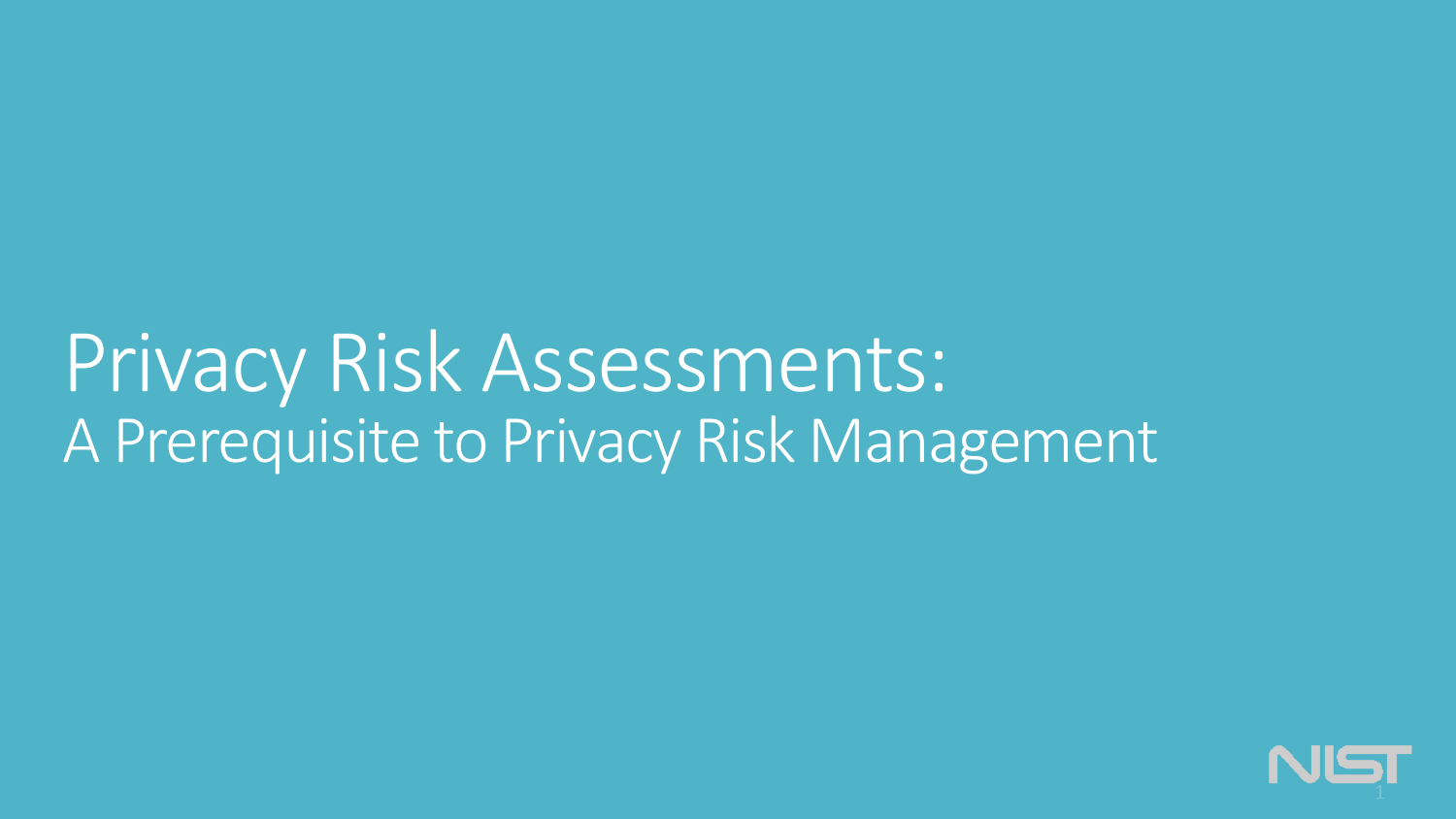# Privacy Risk Assessments:

## A Prerequisite to Privacy Risk Management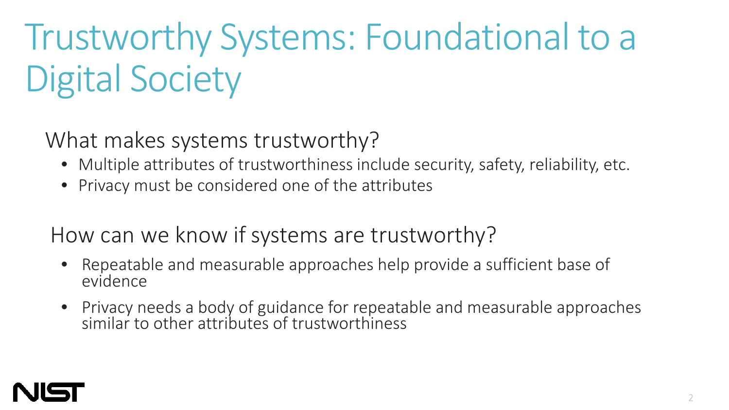# Trustworthy Systems: Foundational to a Digital Society

## What makes systems trustworthy?

- Multiple attributes of trustworthiness include security, safety, reliability, etc.
- Privacy must be considered one of the attributes

## How can we know if systems are trustworthy?

- Repeatable and measurable approaches help provide a sufficient base of evidence
- Privacy needs a body of guidance for repeatable and measurable approaches similar to other attributes of trustworthiness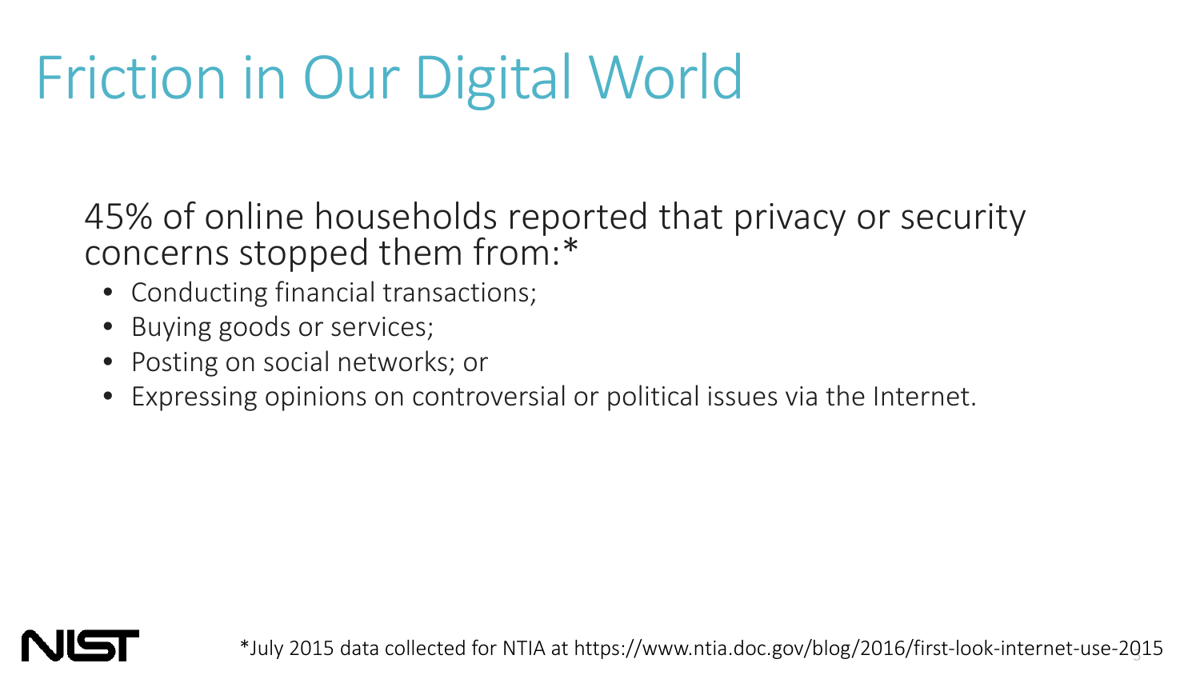# Friction in Our Digital World

45% of online households reported that privacy or security concerns stopped them from:*

- Conducting financial transactions;
- Buying goods or services;
- Posting on social networks; or
- Expressing opinions on controversial or political issues via the Internet.

*July 2015 data collected for NTIA at https://www.ntia.doc.gov/blog/2016/first-look-internet-use-2015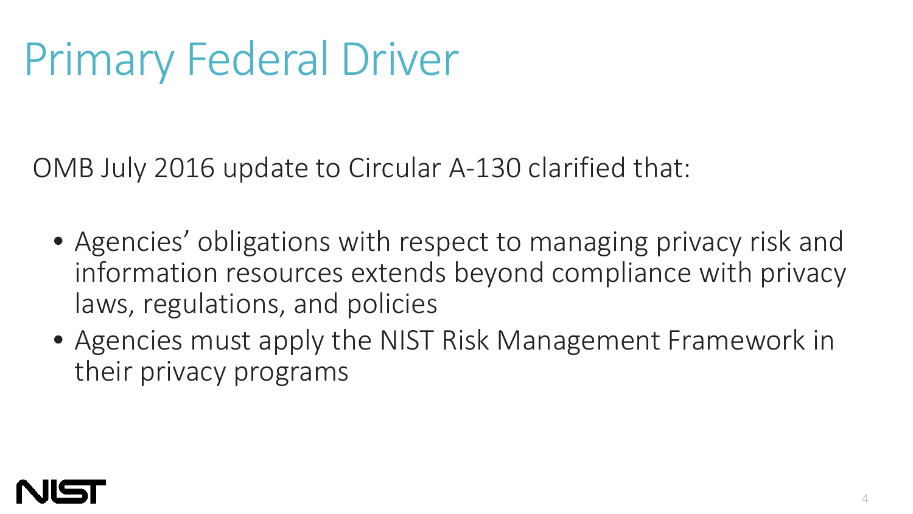# Primary Federal Driver

OMB July 2016 update to Circular A-130 clarified that:

- Agencies' obligations with respect to managing privacy risk and information resources extends beyond compliance with privacy laws, regulations, and policies
- Agencies must apply the NIST Risk Management Framework in their privacy programs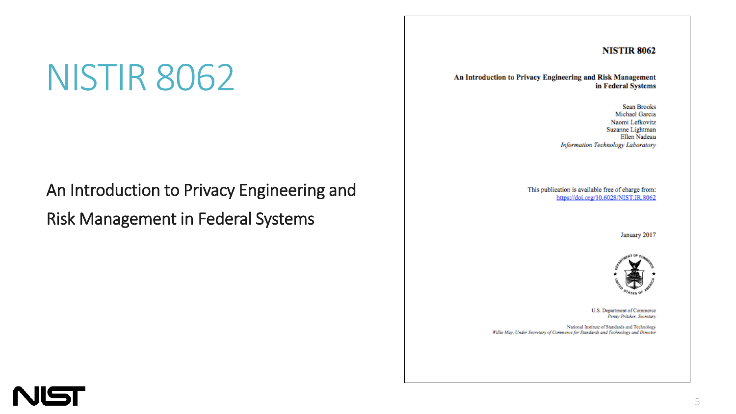# NISTIR 8062

An Introduction to Privacy Engineering and Risk Management in Federal Systems

**NISTIR 8062**

**An Introduction to Privacy Engineering and Risk Management in Federal Systems**

Sean Brooks
Michael Garcia
Naomi Lefkovitz
Suzanne Lightman
Ellen Nadeau
*Information Technology Laboratory*

This publication is available free of charge from:
https://doi.org/10.6028/NIST.IR.8062

January 2017

U.S. Department of Commerce
*Penny Pritzker, Secretary*

National Institute of Standards and Technology
*Willie May, Under Secretary of Commerce for Standards and Technology and Director*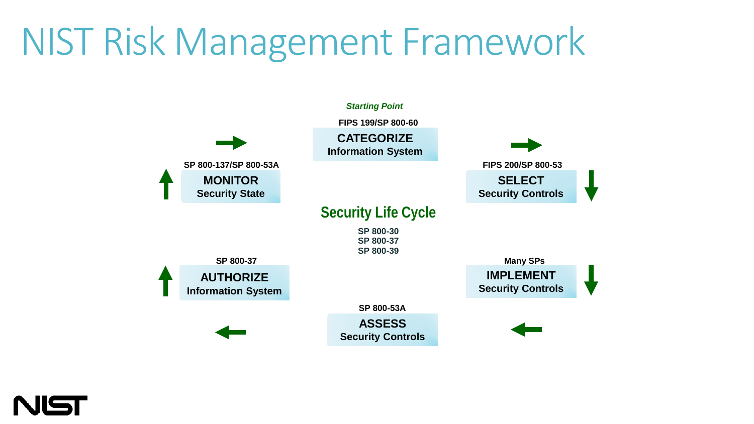# NIST Risk Management Framework

*Starting Point*

FIPS 199/SP 800-60
**CATEGORIZE**
**Information System**

FIPS 200/SP 800-53
**SELECT**
**Security Controls**

Many SPs
**IMPLEMENT**
**Security Controls**

SP 800-53A
**ASSESS**
**Security Controls**

SP 800-37
**AUTHORIZE**
**Information System**

SP 800-137/SP 800-53A
**MONITOR**
**Security State**

**Security Life Cycle**

SP 800-30
SP 800-37
SP 800-39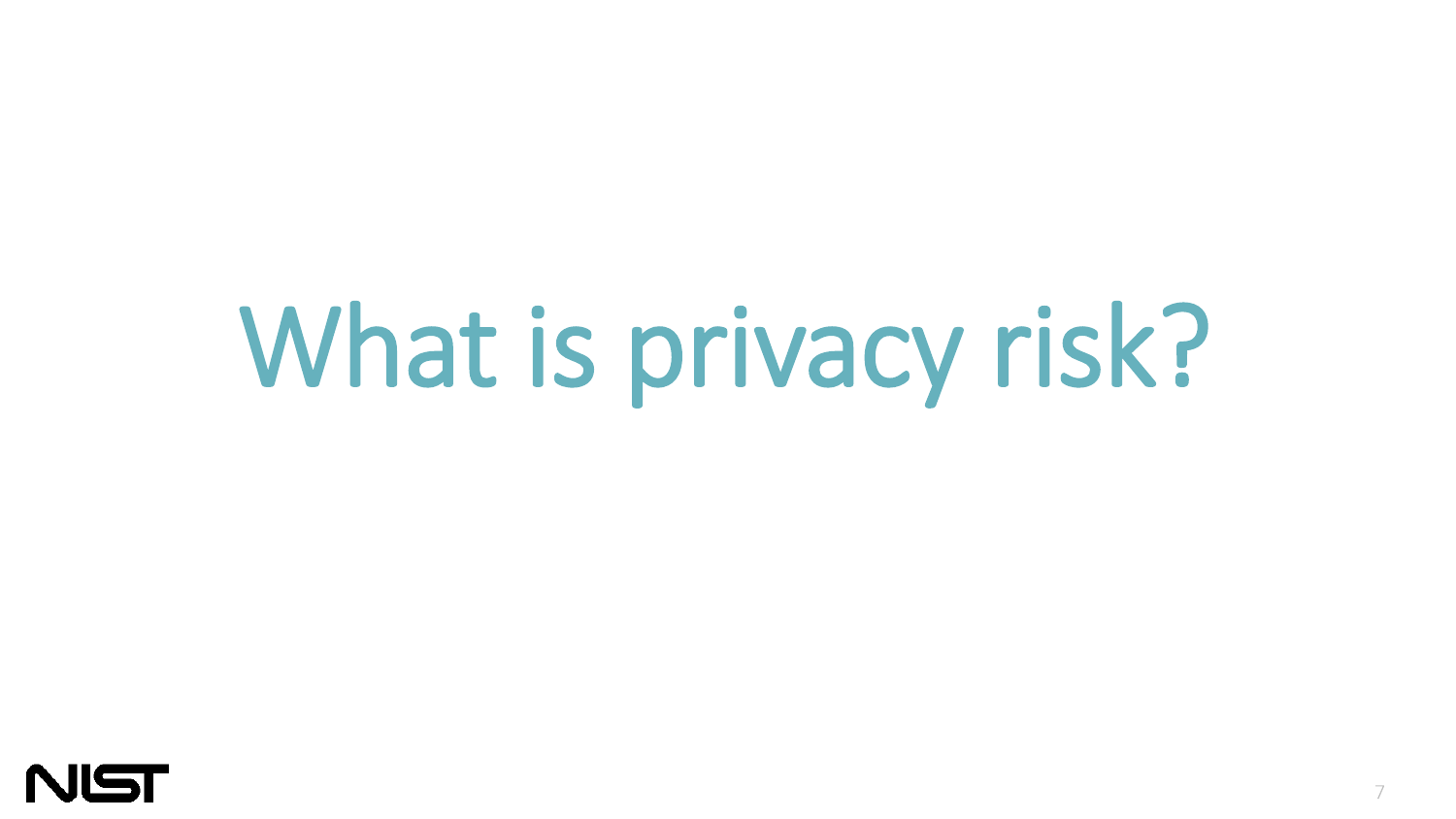# What is privacy risk?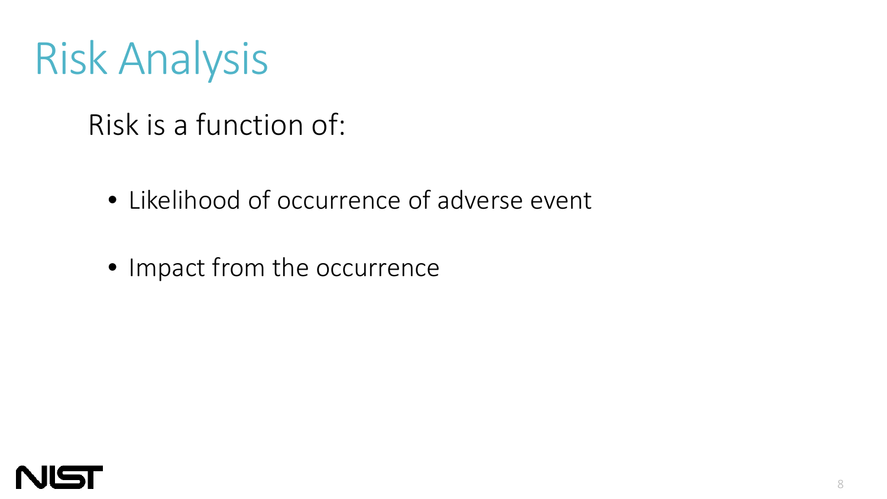# Risk Analysis

Risk is a function of:

- Likelihood of occurrence of adverse event
- Impact from the occurrence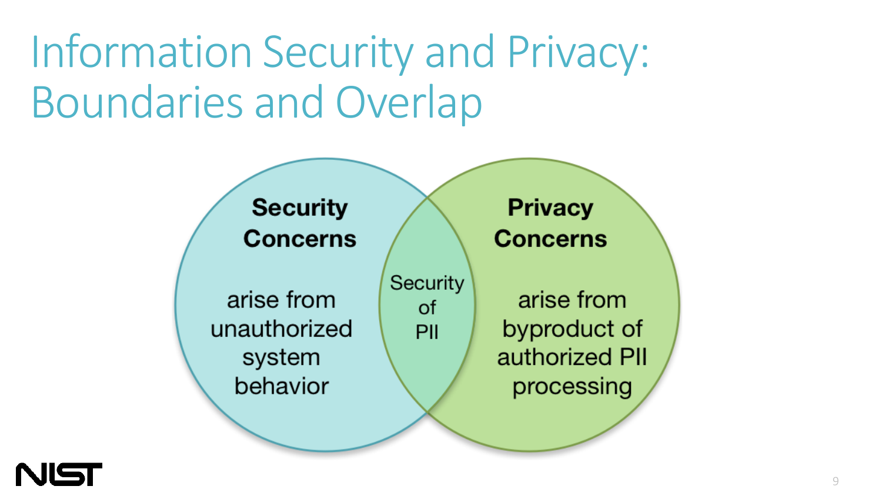# Information Security and Privacy: Boundaries and Overlap

**Security Concerns**

arise from unauthorized system behavior

Security of PII

**Privacy Concerns**

arise from byproduct of authorized PII processing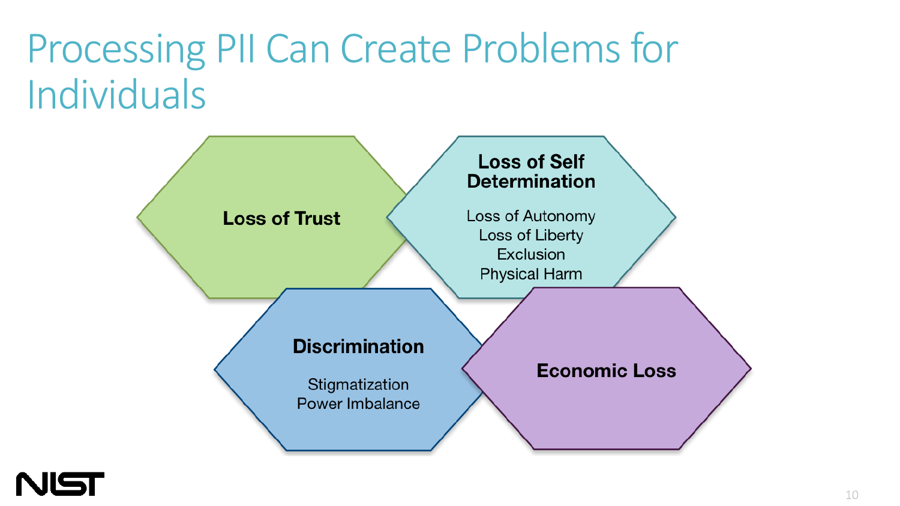# Processing PII Can Create Problems for Individuals

**Loss of Trust**

**Loss of Self Determination**

Loss of Autonomy
Loss of Liberty
Exclusion
Physical Harm

**Discrimination**

Stigmatization
Power Imbalance

**Economic Loss**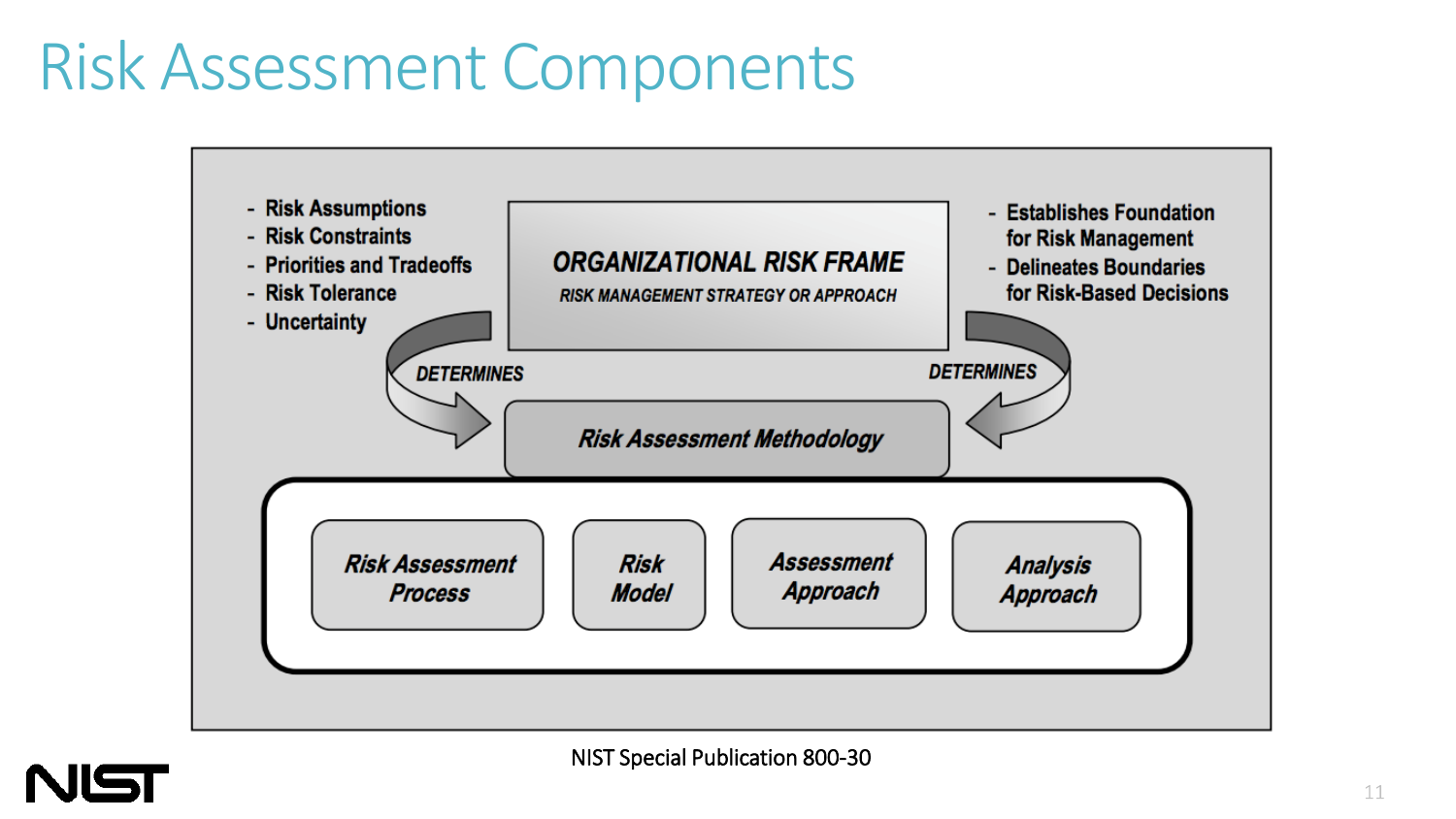# Risk Assessment Components

- Risk Assumptions
- Risk Constraints
- Priorities and Tradeoffs
- Risk Tolerance
- Uncertainty

**ORGANIZATIONAL RISK FRAME**

RISK MANAGEMENT STRATEGY OR APPROACH

- Establishes Foundation for Risk Management
- Delineates Boundaries for Risk-Based Decisions

DETERMINES

DETERMINES

*Risk Assessment Methodology*

*Risk Assessment Process*

*Risk Model*

*Assessment Approach*

*Analysis Approach*

NIST Special Publication 800-30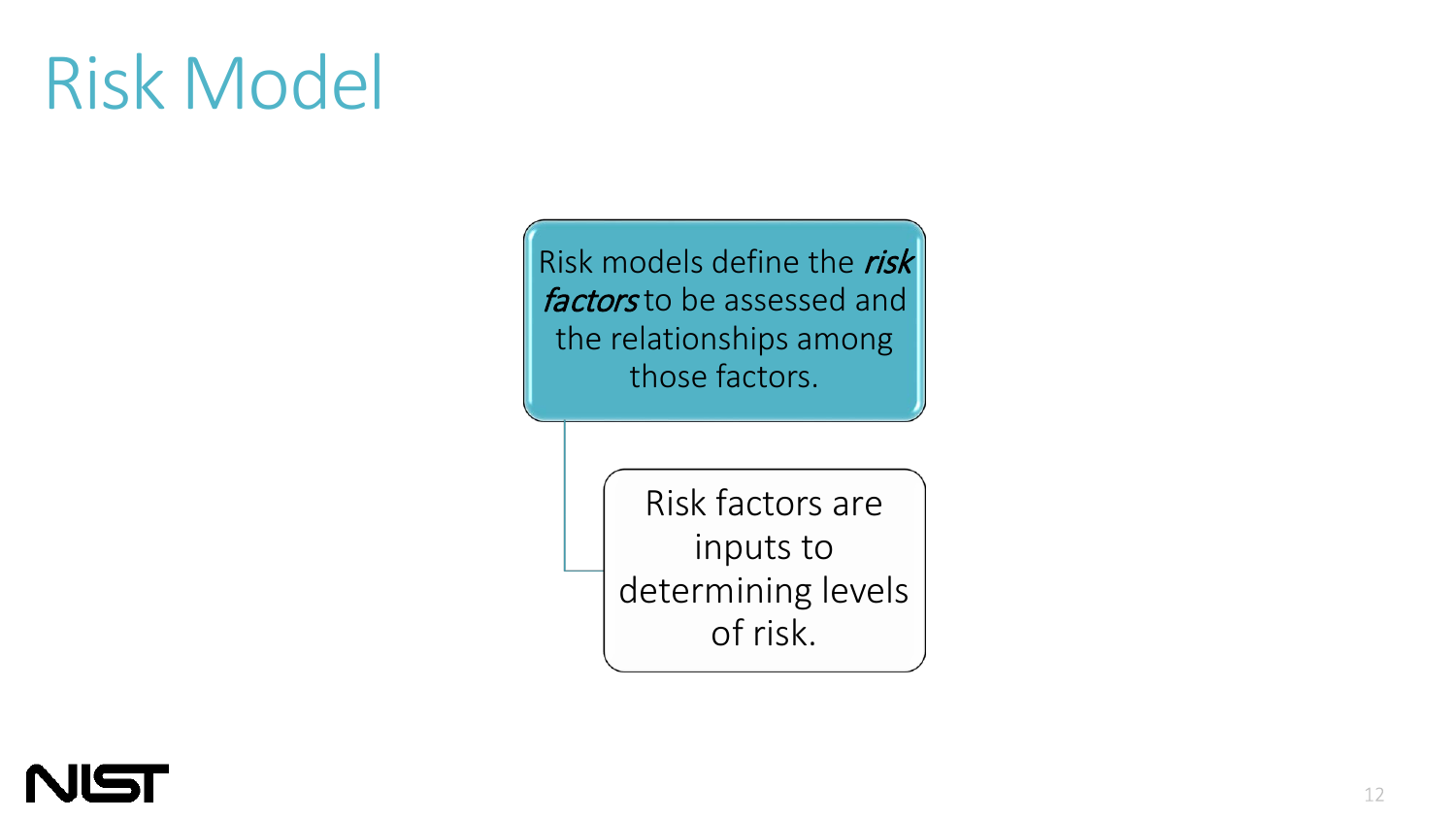# Risk Model

Risk models define the *risk factors* to be assessed and the relationships among those factors.

- Risk factors are inputs to determining levels of risk.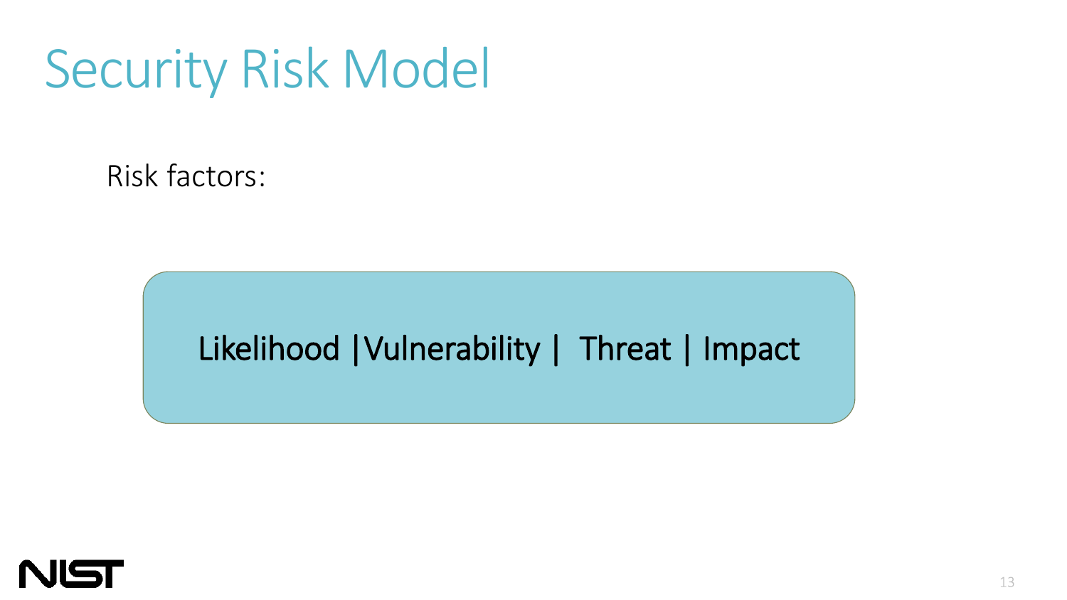# Security Risk Model

Risk factors:

Likelihood |Vulnerability | Threat | Impact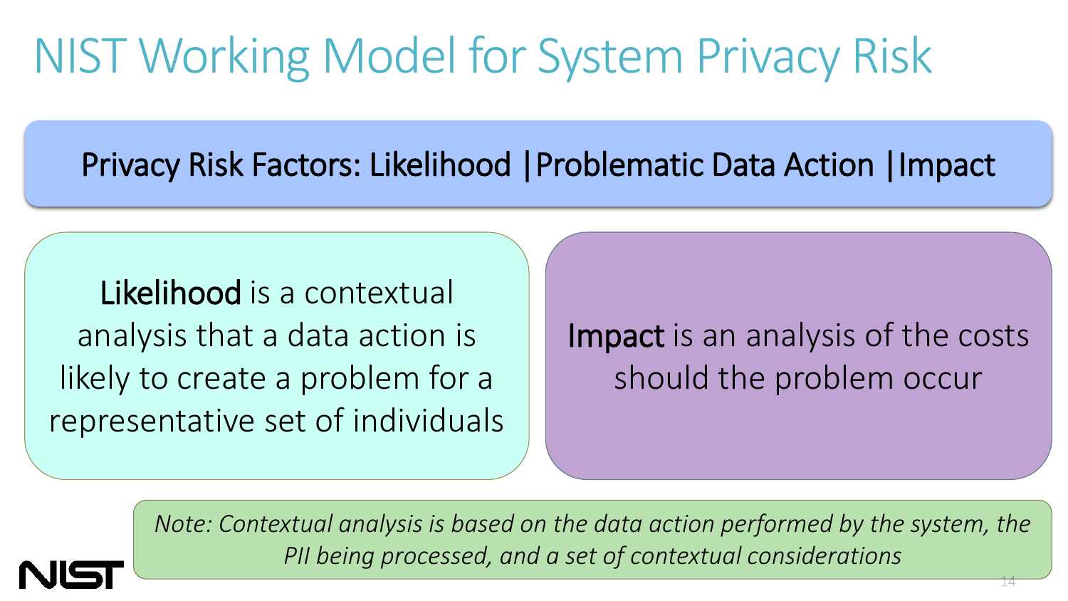# NIST Working Model for System Privacy Risk

**Privacy Risk Factors: Likelihood | Problematic Data Action | Impact**

**Likelihood** is a contextual analysis that a data action is likely to create a problem for a representative set of individuals

**Impact** is an analysis of the costs should the problem occur

*Note: Contextual analysis is based on the data action performed by the system, the PII being processed, and a set of contextual considerations*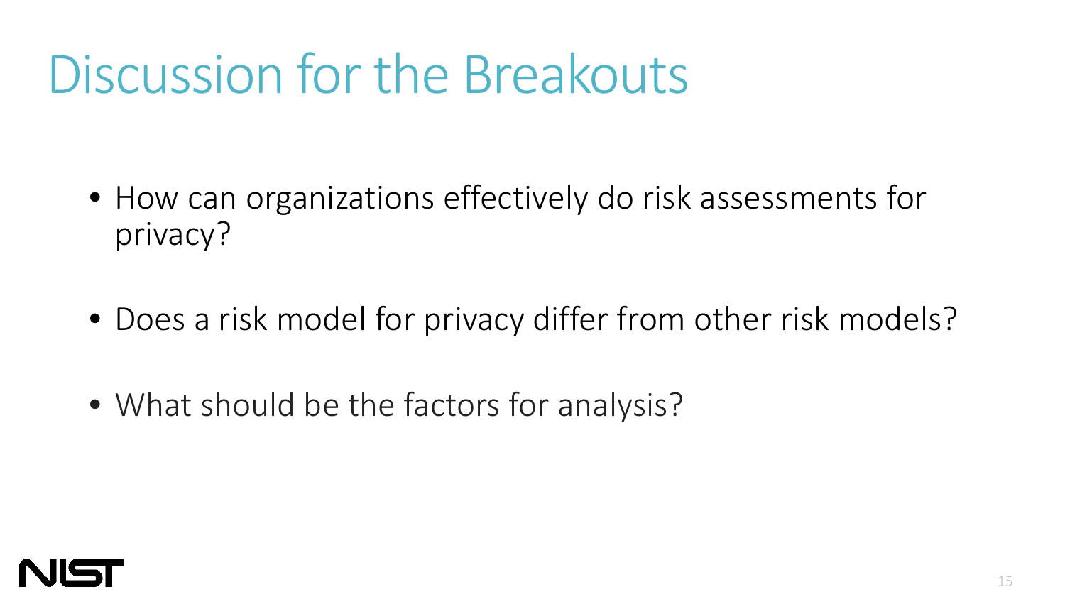# Discussion for the Breakouts

- How can organizations effectively do risk assessments for privacy?
- Does a risk model for privacy differ from other risk models?
- What should be the factors for analysis?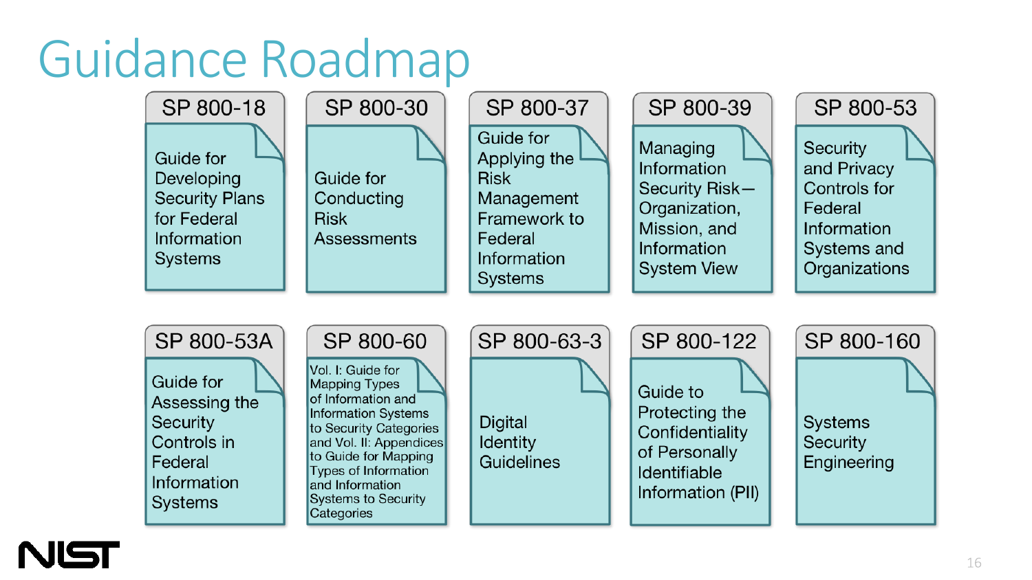# Guidance Roadmap

- **SP 800-18**: Guide for Developing Security Plans for Federal Information Systems
- **SP 800-30**: Guide for Conducting Risk Assessments
- **SP 800-37**: Guide for Applying the Risk Management Framework to Federal Information Systems
- **SP 800-39**: Managing Information Security Risk—Organization, Mission, and Information System View
- **SP 800-53**: Security and Privacy Controls for Federal Information Systems and Organizations
- **SP 800-53A**: Guide for Assessing the Security Controls in Federal Information Systems
- **SP 800-60**: Vol. I: Guide for Mapping Types of Information and Information Systems to Security Categories and Vol. II: Appendices to Guide for Mapping Types of Information and Information Systems to Security Categories
- **SP 800-63-3**: Digital Identity Guidelines
- **SP 800-122**: Guide to Protecting the Confidentiality of Personally Identifiable Information (PII)
- **SP 800-160**: Systems Security Engineering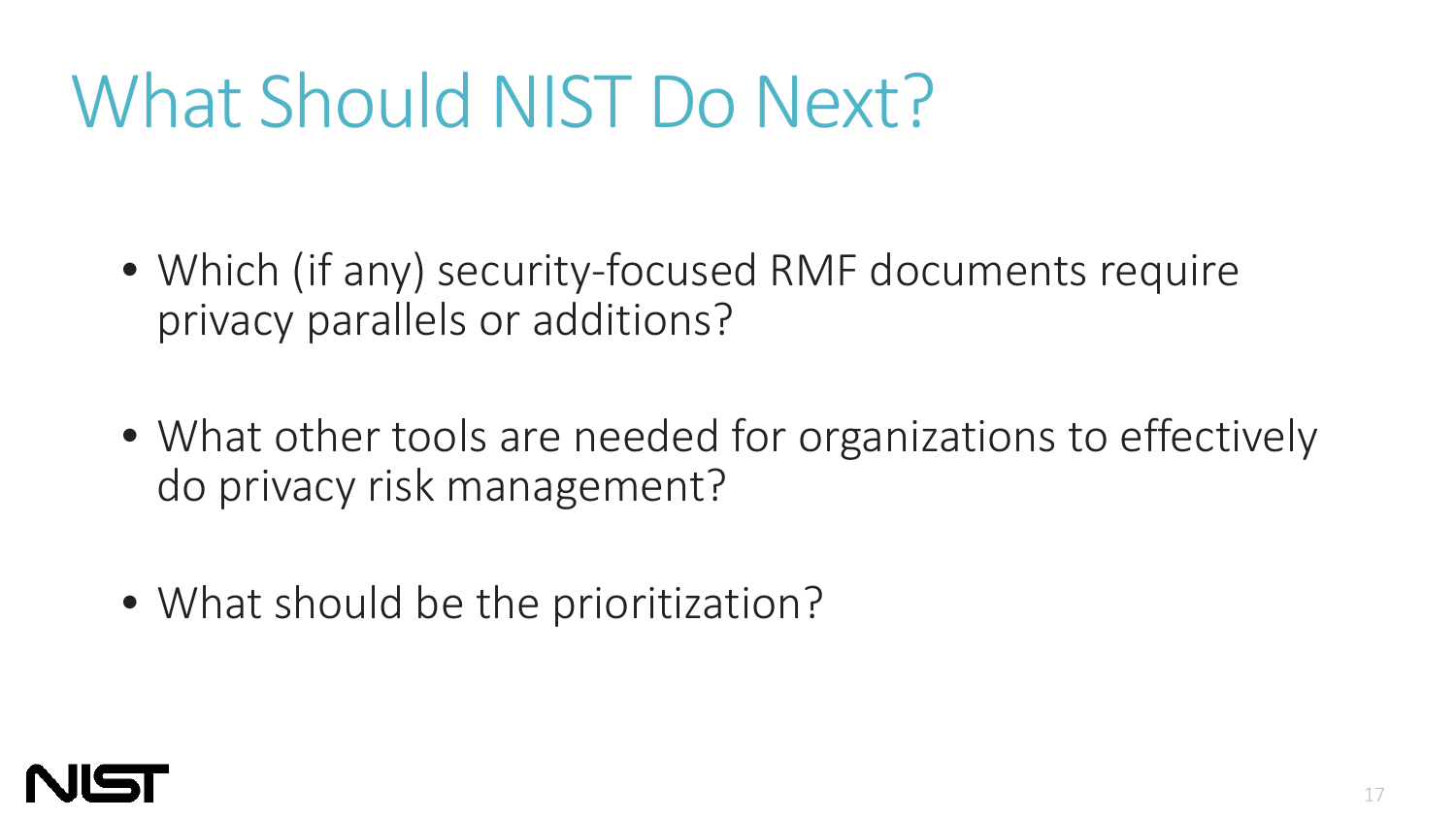# What Should NIST Do Next?

- Which (if any) security-focused RMF documents require privacy parallels or additions?
- What other tools are needed for organizations to effectively do privacy risk management?
- What should be the prioritization?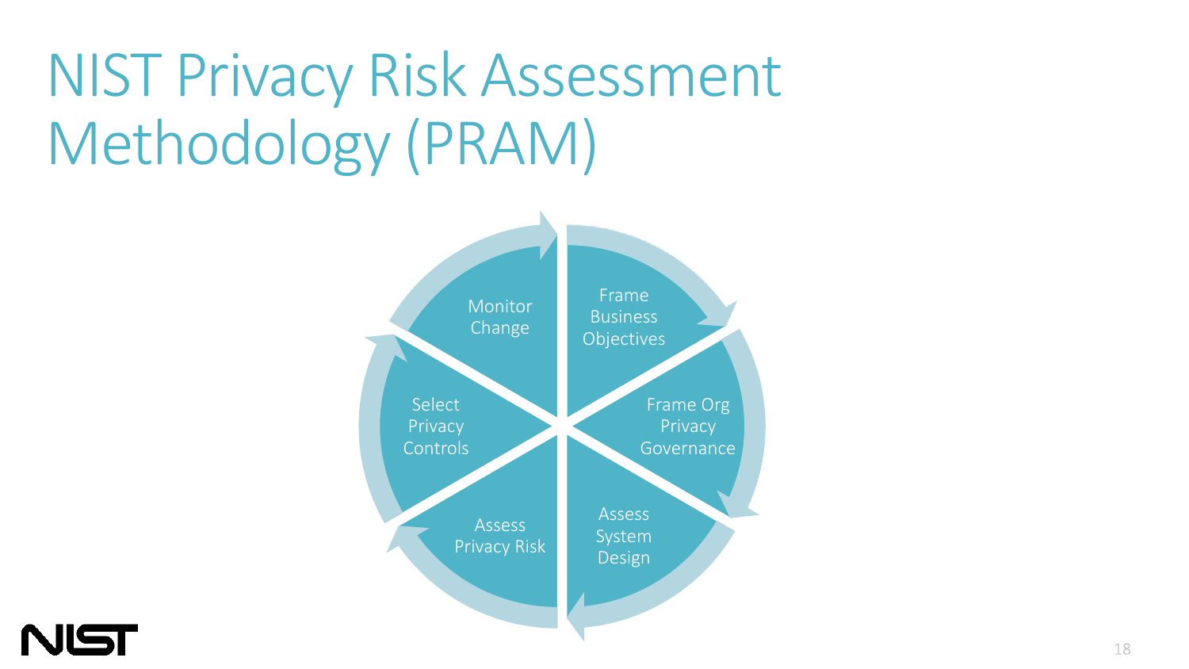# NIST Privacy Risk Assessment Methodology (PRAM)

Frame Business Objectives

Frame Org Privacy Governance

Assess System Design

Assess Privacy Risk

Select Privacy Controls

Monitor Change